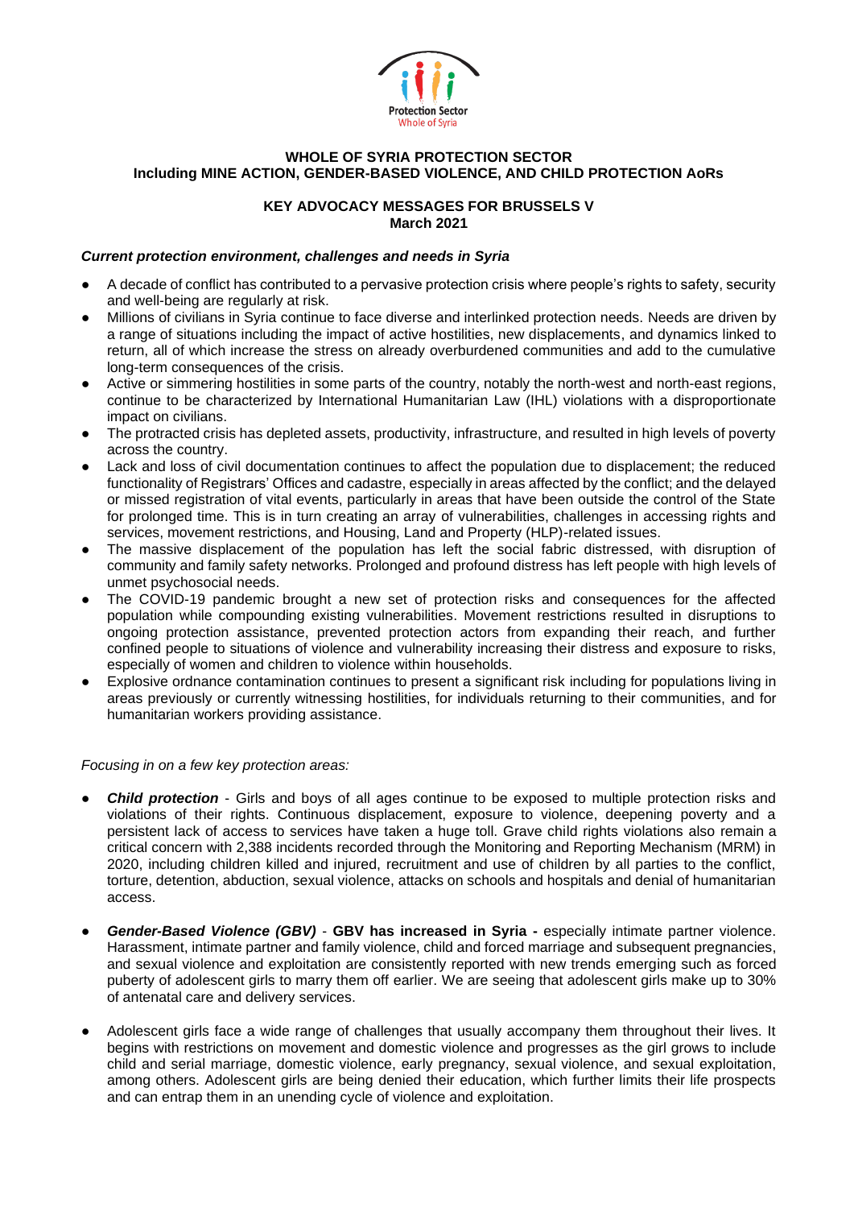Protection Sector
Whole of Syria

**WHOLE OF SYRIA PROTECTION SECTOR**
**Including MINE ACTION, GENDER-BASED VIOLENCE, AND CHILD PROTECTION AoRs**

**KEY ADVOCACY MESSAGES FOR BRUSSELS V**
**March 2021**

***Current protection environment, challenges and needs in Syria***

- A decade of conflict has contributed to a pervasive protection crisis where people's rights to safety, security and well-being are regularly at risk.
- Millions of civilians in Syria continue to face diverse and interlinked protection needs. Needs are driven by a range of situations including the impact of active hostilities, new displacements, and dynamics linked to return, all of which increase the stress on already overburdened communities and add to the cumulative long-term consequences of the crisis.
- Active or simmering hostilities in some parts of the country, notably the north-west and north-east regions, continue to be characterized by International Humanitarian Law (IHL) violations with a disproportionate impact on civilians.
- The protracted crisis has depleted assets, productivity, infrastructure, and resulted in high levels of poverty across the country.
- Lack and loss of civil documentation continues to affect the population due to displacement; the reduced functionality of Registrars' Offices and cadastre, especially in areas affected by the conflict; and the delayed or missed registration of vital events, particularly in areas that have been outside the control of the State for prolonged time. This is in turn creating an array of vulnerabilities, challenges in accessing rights and services, movement restrictions, and Housing, Land and Property (HLP)-related issues.
- The massive displacement of the population has left the social fabric distressed, with disruption of community and family safety networks. Prolonged and profound distress has left people with high levels of unmet psychosocial needs.
- The COVID-19 pandemic brought a new set of protection risks and consequences for the affected population while compounding existing vulnerabilities. Movement restrictions resulted in disruptions to ongoing protection assistance, prevented protection actors from expanding their reach, and further confined people to situations of violence and vulnerability increasing their distress and exposure to risks, especially of women and children to violence within households.
- Explosive ordnance contamination continues to present a significant risk including for populations living in areas previously or currently witnessing hostilities, for individuals returning to their communities, and for humanitarian workers providing assistance.

*Focusing in on a few key protection areas:*

- ***Child protection*** - Girls and boys of all ages continue to be exposed to multiple protection risks and violations of their rights. Continuous displacement, exposure to violence, deepening poverty and a persistent lack of access to services have taken a huge toll. Grave child rights violations also remain a critical concern with 2,388 incidents recorded through the Monitoring and Reporting Mechanism (MRM) in 2020, including children killed and injured, recruitment and use of children by all parties to the conflict, torture, detention, abduction, sexual violence, attacks on schools and hospitals and denial of humanitarian access.

- ***Gender-Based Violence (GBV)*** - **GBV has increased in Syria -** especially intimate partner violence. Harassment, intimate partner and family violence, child and forced marriage and subsequent pregnancies, and sexual violence and exploitation are consistently reported with new trends emerging such as forced puberty of adolescent girls to marry them off earlier. We are seeing that adolescent girls make up to 30% of antenatal care and delivery services.

- Adolescent girls face a wide range of challenges that usually accompany them throughout their lives. It begins with restrictions on movement and domestic violence and progresses as the girl grows to include child and serial marriage, domestic violence, early pregnancy, sexual violence, and sexual exploitation, among others. Adolescent girls are being denied their education, which further limits their life prospects and can entrap them in an unending cycle of violence and exploitation.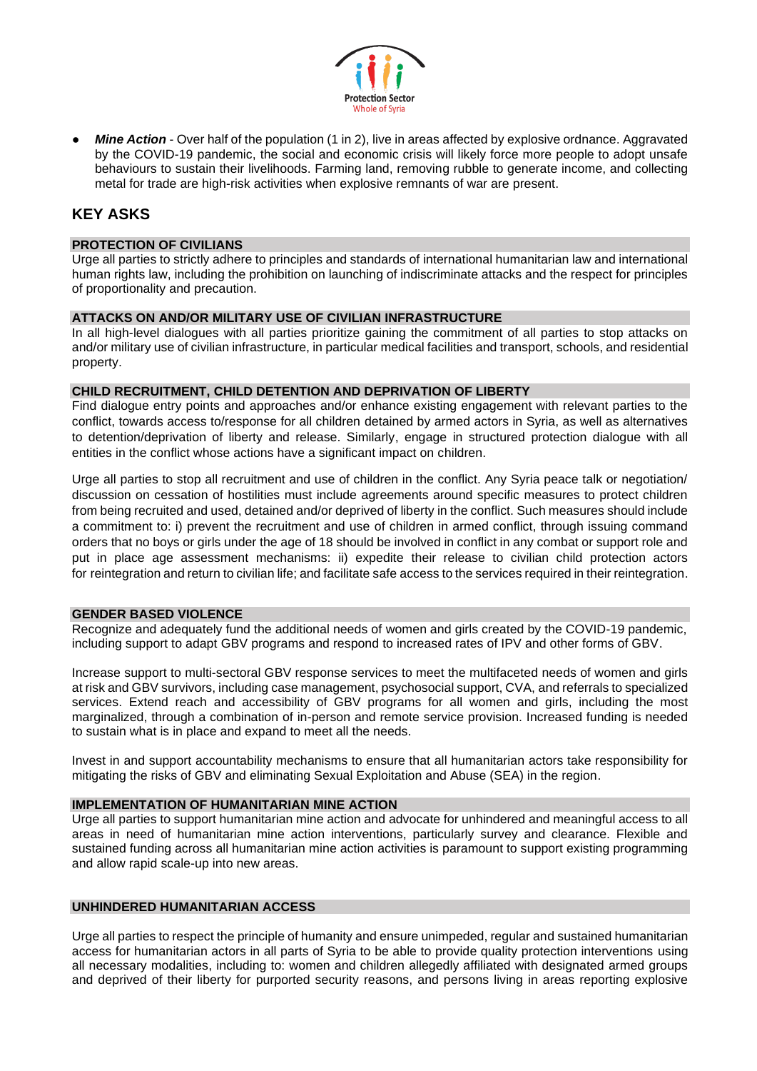- ***Mine Action*** - Over half of the population (1 in 2), live in areas affected by explosive ordnance. Aggravated by the COVID-19 pandemic, the social and economic crisis will likely force more people to adopt unsafe behaviours to sustain their livelihoods. Farming land, removing rubble to generate income, and collecting metal for trade are high-risk activities when explosive remnants of war are present.

## KEY ASKS

### PROTECTION OF CIVILIANS

Urge all parties to strictly adhere to principles and standards of international humanitarian law and international human rights law, including the prohibition on launching of indiscriminate attacks and the respect for principles of proportionality and precaution.

### ATTACKS ON AND/OR MILITARY USE OF CIVILIAN INFRASTRUCTURE

In all high-level dialogues with all parties prioritize gaining the commitment of all parties to stop attacks on and/or military use of civilian infrastructure, in particular medical facilities and transport, schools, and residential property.

### CHILD RECRUITMENT, CHILD DETENTION AND DEPRIVATION OF LIBERTY

Find dialogue entry points and approaches and/or enhance existing engagement with relevant parties to the conflict, towards access to/response for all children detained by armed actors in Syria, as well as alternatives to detention/deprivation of liberty and release. Similarly, engage in structured protection dialogue with all entities in the conflict whose actions have a significant impact on children.

Urge all parties to stop all recruitment and use of children in the conflict. Any Syria peace talk or negotiation/ discussion on cessation of hostilities must include agreements around specific measures to protect children from being recruited and used, detained and/or deprived of liberty in the conflict. Such measures should include a commitment to: i) prevent the recruitment and use of children in armed conflict, through issuing command orders that no boys or girls under the age of 18 should be involved in conflict in any combat or support role and put in place age assessment mechanisms: ii) expedite their release to civilian child protection actors for reintegration and return to civilian life; and facilitate safe access to the services required in their reintegration.

### GENDER BASED VIOLENCE

Recognize and adequately fund the additional needs of women and girls created by the COVID-19 pandemic, including support to adapt GBV programs and respond to increased rates of IPV and other forms of GBV.

Increase support to multi-sectoral GBV response services to meet the multifaceted needs of women and girls at risk and GBV survivors, including case management, psychosocial support, CVA, and referrals to specialized services. Extend reach and accessibility of GBV programs for all women and girls, including the most marginalized, through a combination of in-person and remote service provision. Increased funding is needed to sustain what is in place and expand to meet all the needs.

Invest in and support accountability mechanisms to ensure that all humanitarian actors take responsibility for mitigating the risks of GBV and eliminating Sexual Exploitation and Abuse (SEA) in the region.

### IMPLEMENTATION OF HUMANITARIAN MINE ACTION

Urge all parties to support humanitarian mine action and advocate for unhindered and meaningful access to all areas in need of humanitarian mine action interventions, particularly survey and clearance. Flexible and sustained funding across all humanitarian mine action activities is paramount to support existing programming and allow rapid scale-up into new areas.

### UNHINDERED HUMANITARIAN ACCESS

Urge all parties to respect the principle of humanity and ensure unimpeded, regular and sustained humanitarian access for humanitarian actors in all parts of Syria to be able to provide quality protection interventions using all necessary modalities, including to: women and children allegedly affiliated with designated armed groups and deprived of their liberty for purported security reasons, and persons living in areas reporting explosive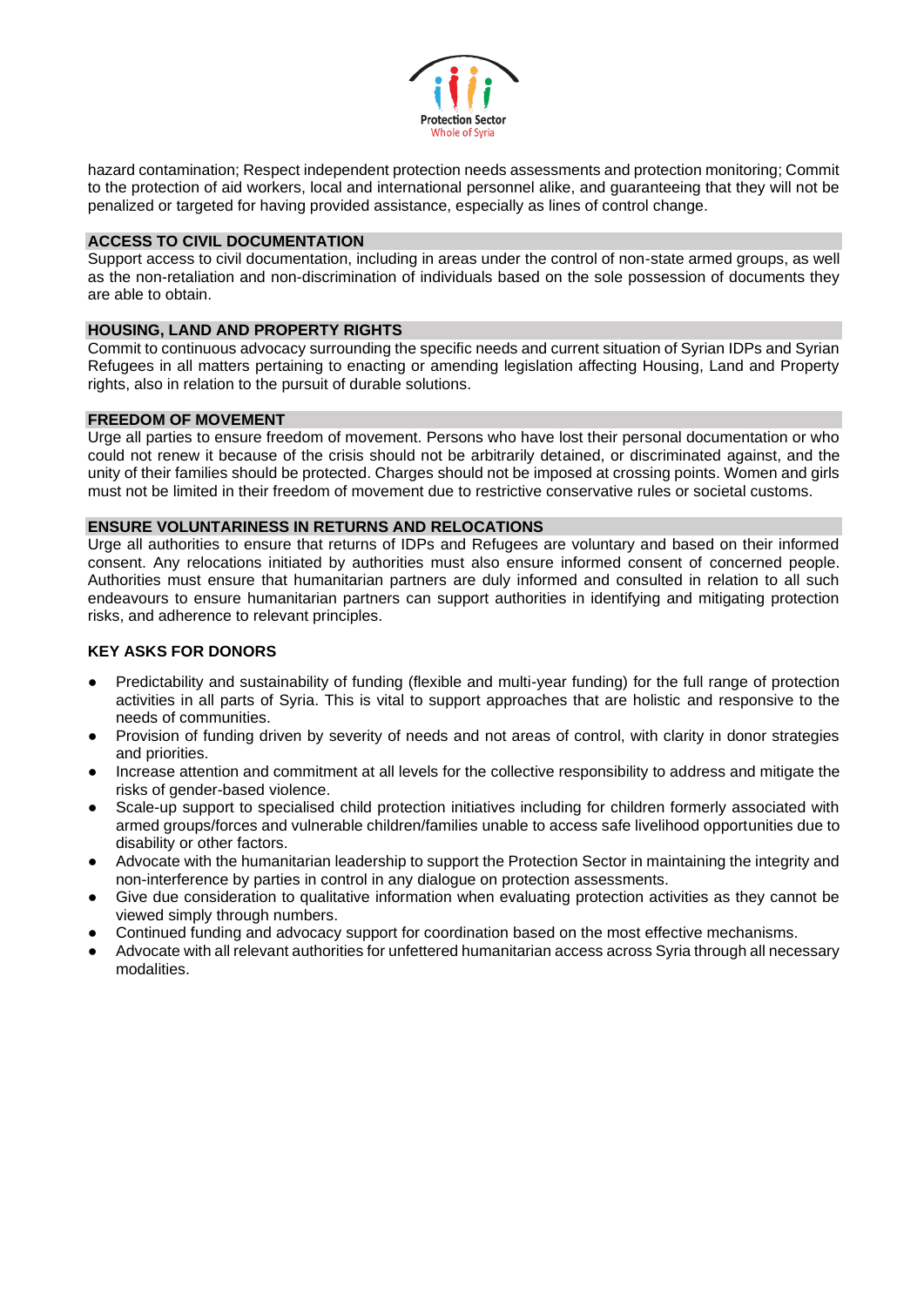hazard contamination; Respect independent protection needs assessments and protection monitoring; Commit to the protection of aid workers, local and international personnel alike, and guaranteeing that they will not be penalized or targeted for having provided assistance, especially as lines of control change.

## ACCESS TO CIVIL DOCUMENTATION

Support access to civil documentation, including in areas under the control of non-state armed groups, as well as the non-retaliation and non-discrimination of individuals based on the sole possession of documents they are able to obtain.

## HOUSING, LAND AND PROPERTY RIGHTS

Commit to continuous advocacy surrounding the specific needs and current situation of Syrian IDPs and Syrian Refugees in all matters pertaining to enacting or amending legislation affecting Housing, Land and Property rights, also in relation to the pursuit of durable solutions.

## FREEDOM OF MOVEMENT

Urge all parties to ensure freedom of movement. Persons who have lost their personal documentation or who could not renew it because of the crisis should not be arbitrarily detained, or discriminated against, and the unity of their families should be protected. Charges should not be imposed at crossing points. Women and girls must not be limited in their freedom of movement due to restrictive conservative rules or societal customs.

## ENSURE VOLUNTARINESS IN RETURNS AND RELOCATIONS

Urge all authorities to ensure that returns of IDPs and Refugees are voluntary and based on their informed consent. Any relocations initiated by authorities must also ensure informed consent of concerned people. Authorities must ensure that humanitarian partners are duly informed and consulted in relation to all such endeavours to ensure humanitarian partners can support authorities in identifying and mitigating protection risks, and adherence to relevant principles.

## KEY ASKS FOR DONORS

- Predictability and sustainability of funding (flexible and multi-year funding) for the full range of protection activities in all parts of Syria. This is vital to support approaches that are holistic and responsive to the needs of communities.
- Provision of funding driven by severity of needs and not areas of control, with clarity in donor strategies and priorities.
- Increase attention and commitment at all levels for the collective responsibility to address and mitigate the risks of gender-based violence.
- Scale-up support to specialised child protection initiatives including for children formerly associated with armed groups/forces and vulnerable children/families unable to access safe livelihood opportunities due to disability or other factors.
- Advocate with the humanitarian leadership to support the Protection Sector in maintaining the integrity and non-interference by parties in control in any dialogue on protection assessments.
- Give due consideration to qualitative information when evaluating protection activities as they cannot be viewed simply through numbers.
- Continued funding and advocacy support for coordination based on the most effective mechanisms.
- Advocate with all relevant authorities for unfettered humanitarian access across Syria through all necessary modalities.